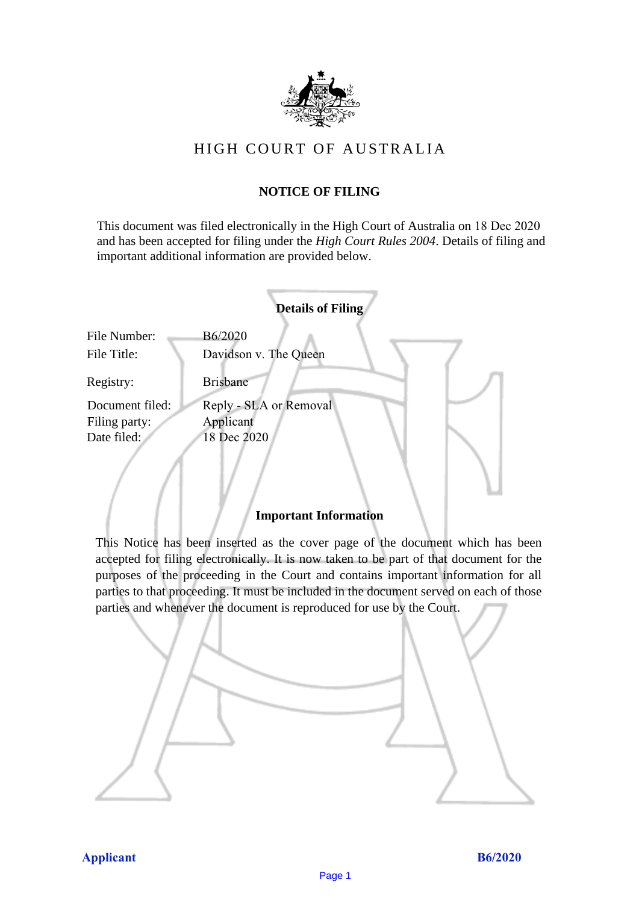# HIGH COURT OF AUSTRALIA

## NOTICE OF FILING

This document was filed electronically in the High Court of Australia on 18 Dec 2020 and has been accepted for filing under the *High Court Rules 2004*. Details of filing and important additional information are provided below.

### Details of Filing

| | |
|---|---|
| File Number: | B6/2020 |
| File Title: | Davidson v. The Queen |
| Registry: | Brisbane |
| Document filed: | Reply - SLA or Removal |
| Filing party: | Applicant |
| Date filed: | 18 Dec 2020 |

### Important Information

This Notice has been inserted as the cover page of the document which has been accepted for filing electronically. It is now taken to be part of that document for the purposes of the proceeding in the Court and contains important information for all parties to that proceeding. It must be included in the document served on each of those parties and whenever the document is reproduced for use by the Court.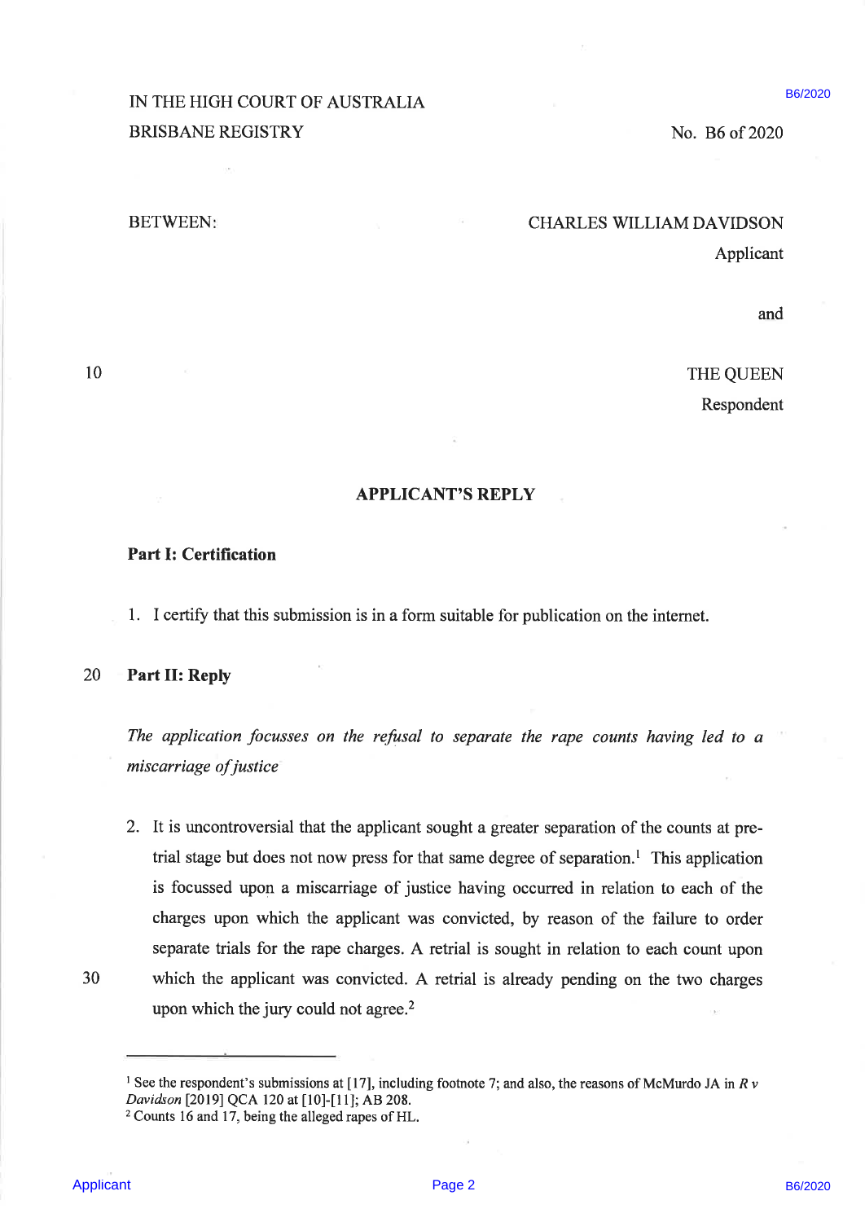IN THE HIGH COURT OF AUSTRALIA
BRISBANE REGISTRY

No. B6 of 2020

BETWEEN:

CHARLES WILLIAM DAVIDSON
Applicant

and

THE QUEEN
Respondent

## APPLICANT'S REPLY

### Part I: Certification

1. I certify that this submission is in a form suitable for publication on the internet.

### Part II: Reply

*The application focusses on the refusal to separate the rape counts having led to a miscarriage of justice*

2. It is uncontroversial that the applicant sought a greater separation of the counts at pre-trial stage but does not now press for that same degree of separation.[1] This application is focussed upon a miscarriage of justice having occurred in relation to each of the charges upon which the applicant was convicted, by reason of the failure to order separate trials for the rape charges. A retrial is sought in relation to each count upon which the applicant was convicted. A retrial is already pending on the two charges upon which the jury could not agree.[2]

---

[1] See the respondent's submissions at [17], including footnote 7; and also, the reasons of McMurdo JA in *R v Davidson* [2019] QCA 120 at [10]-[11]; AB 208.

[2] Counts 16 and 17, being the alleged rapes of HL.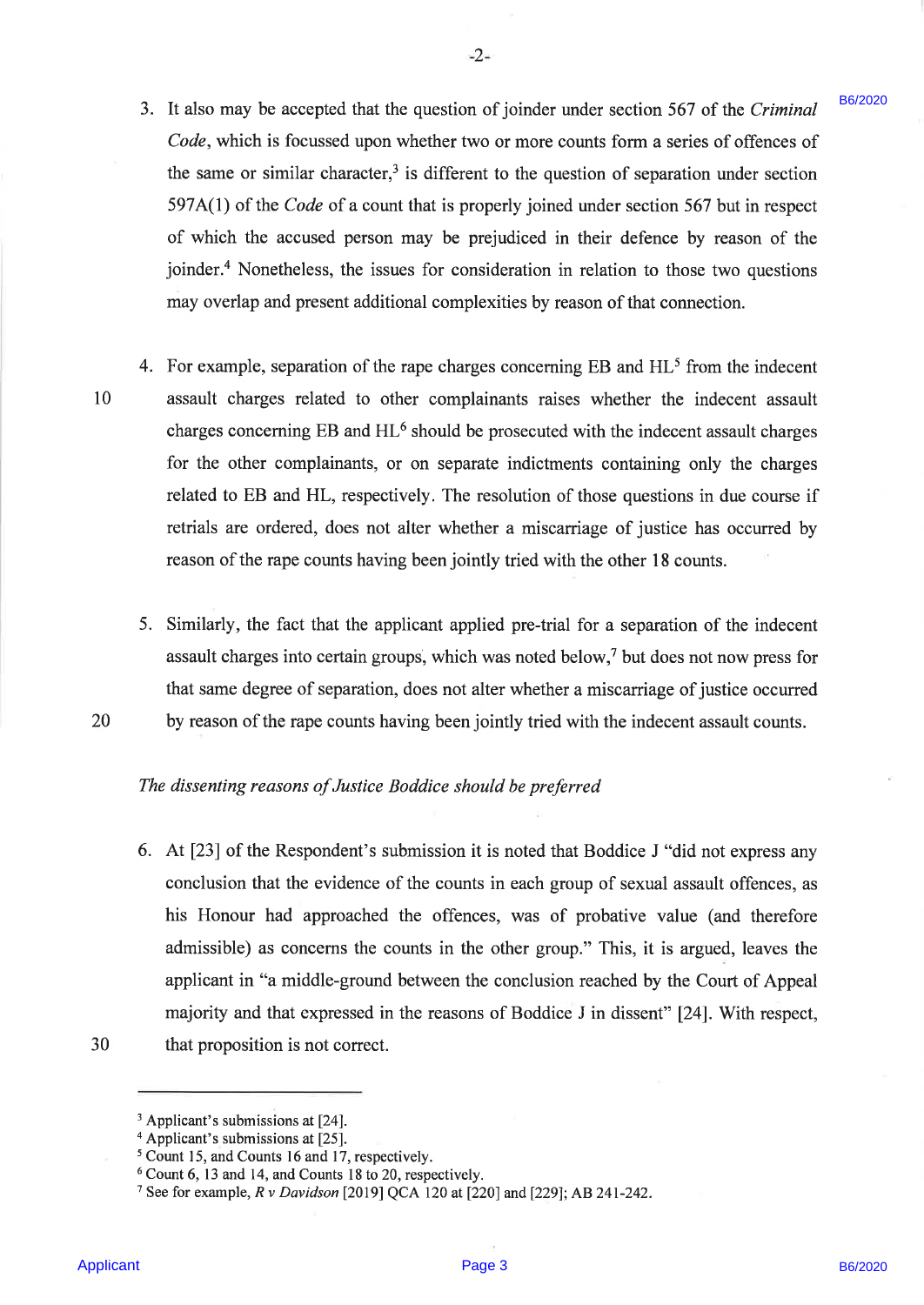3. It also may be accepted that the question of joinder under section 567 of the *Criminal Code*, which is focussed upon whether two or more counts form a series of offences of the same or similar character,[3] is different to the question of separation under section 597A(1) of the *Code* of a count that is properly joined under section 567 but in respect of which the accused person may be prejudiced in their defence by reason of the joinder.[4] Nonetheless, the issues for consideration in relation to those two questions may overlap and present additional complexities by reason of that connection.

4. For example, separation of the rape charges concerning EB and HL[5] from the indecent assault charges related to other complainants raises whether the indecent assault charges concerning EB and HL[6] should be prosecuted with the indecent assault charges for the other complainants, or on separate indictments containing only the charges related to EB and HL, respectively. The resolution of those questions in due course if retrials are ordered, does not alter whether a miscarriage of justice has occurred by reason of the rape counts having been jointly tried with the other 18 counts.

5. Similarly, the fact that the applicant applied pre-trial for a separation of the indecent assault charges into certain groups, which was noted below,[7] but does not now press for that same degree of separation, does not alter whether a miscarriage of justice occurred by reason of the rape counts having been jointly tried with the indecent assault counts.

*The dissenting reasons of Justice Boddice should be preferred*

6. At [23] of the Respondent's submission it is noted that Boddice J "did not express any conclusion that the evidence of the counts in each group of sexual assault offences, as his Honour had approached the offences, was of probative value (and therefore admissible) as concerns the counts in the other group." This, it is argued, leaves the applicant in "a middle-ground between the conclusion reached by the Court of Appeal majority and that expressed in the reasons of Boddice J in dissent" [24]. With respect, that proposition is not correct.

---

[3] Applicant's submissions at [24].
[4] Applicant's submissions at [25].
[5] Count 15, and Counts 16 and 17, respectively.
[6] Count 6, 13 and 14, and Counts 18 to 20, respectively.
[7] See for example, *R v Davidson* [2019] QCA 120 at [220] and [229]; AB 241-242.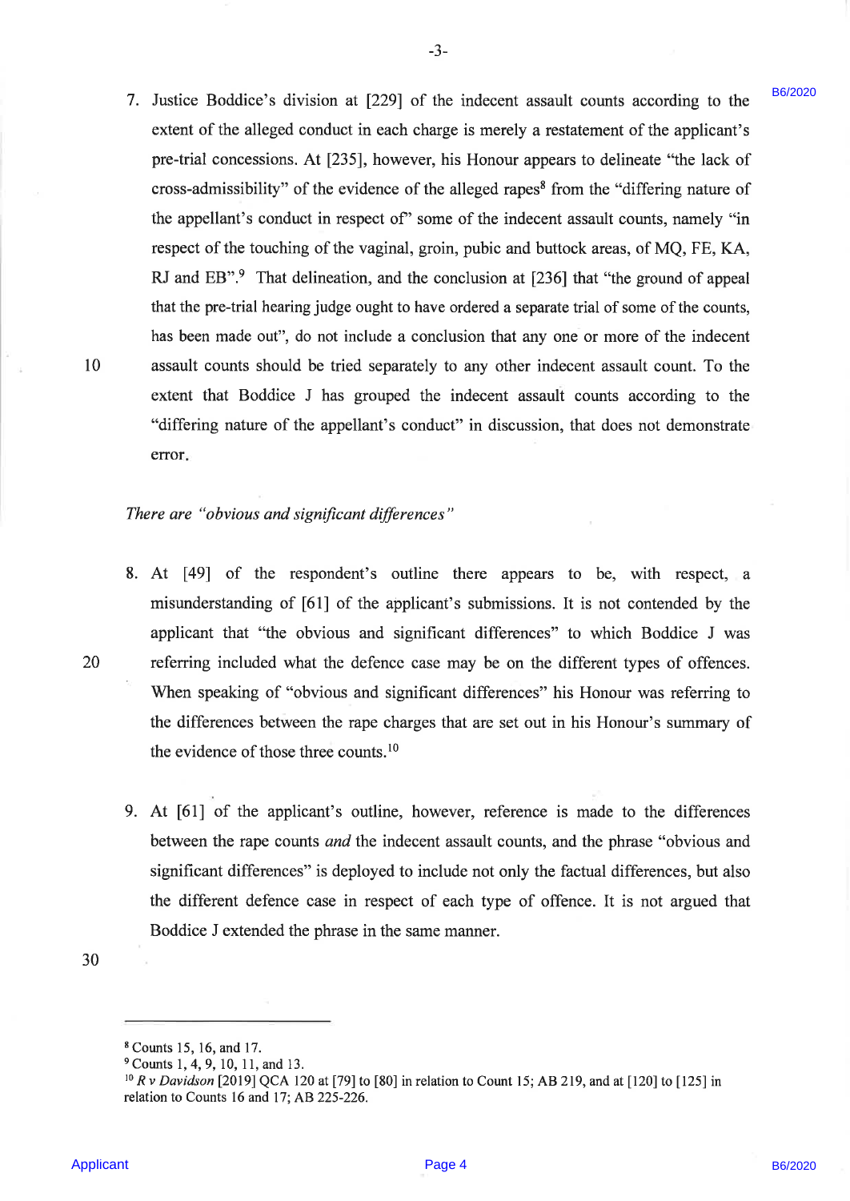7. Justice Boddice's division at [229] of the indecent assault counts according to the extent of the alleged conduct in each charge is merely a restatement of the applicant's pre-trial concessions. At [235], however, his Honour appears to delineate "the lack of cross-admissibility" of the evidence of the alleged rapes[8] from the "differing nature of the appellant's conduct in respect of" some of the indecent assault counts, namely "in respect of the touching of the vaginal, groin, pubic and buttock areas, of MQ, FE, KA, RJ and EB".[9] That delineation, and the conclusion at [236] that "the ground of appeal that the pre-trial hearing judge ought to have ordered a separate trial of some of the counts, has been made out", do not include a conclusion that any one or more of the indecent assault counts should be tried separately to any other indecent assault count. To the extent that Boddice J has grouped the indecent assault counts according to the "differing nature of the appellant's conduct" in discussion, that does not demonstrate error.

*There are "obvious and significant differences"*

8. At [49] of the respondent's outline there appears to be, with respect, a misunderstanding of [61] of the applicant's submissions. It is not contended by the applicant that "the obvious and significant differences" to which Boddice J was referring included what the defence case may be on the different types of offences. When speaking of "obvious and significant differences" his Honour was referring to the differences between the rape charges that are set out in his Honour's summary of the evidence of those three counts.[10]

9. At [61] of the applicant's outline, however, reference is made to the differences between the rape counts *and* the indecent assault counts, and the phrase "obvious and significant differences" is deployed to include not only the factual differences, but also the different defence case in respect of each type of offence. It is not argued that Boddice J extended the phrase in the same manner.

---

[8] Counts 15, 16, and 17.

[9] Counts 1, 4, 9, 10, 11, and 13.

[10] *R v Davidson* [2019] QCA 120 at [79] to [80] in relation to Count 15; AB 219, and at [120] to [125] in relation to Counts 16 and 17; AB 225-226.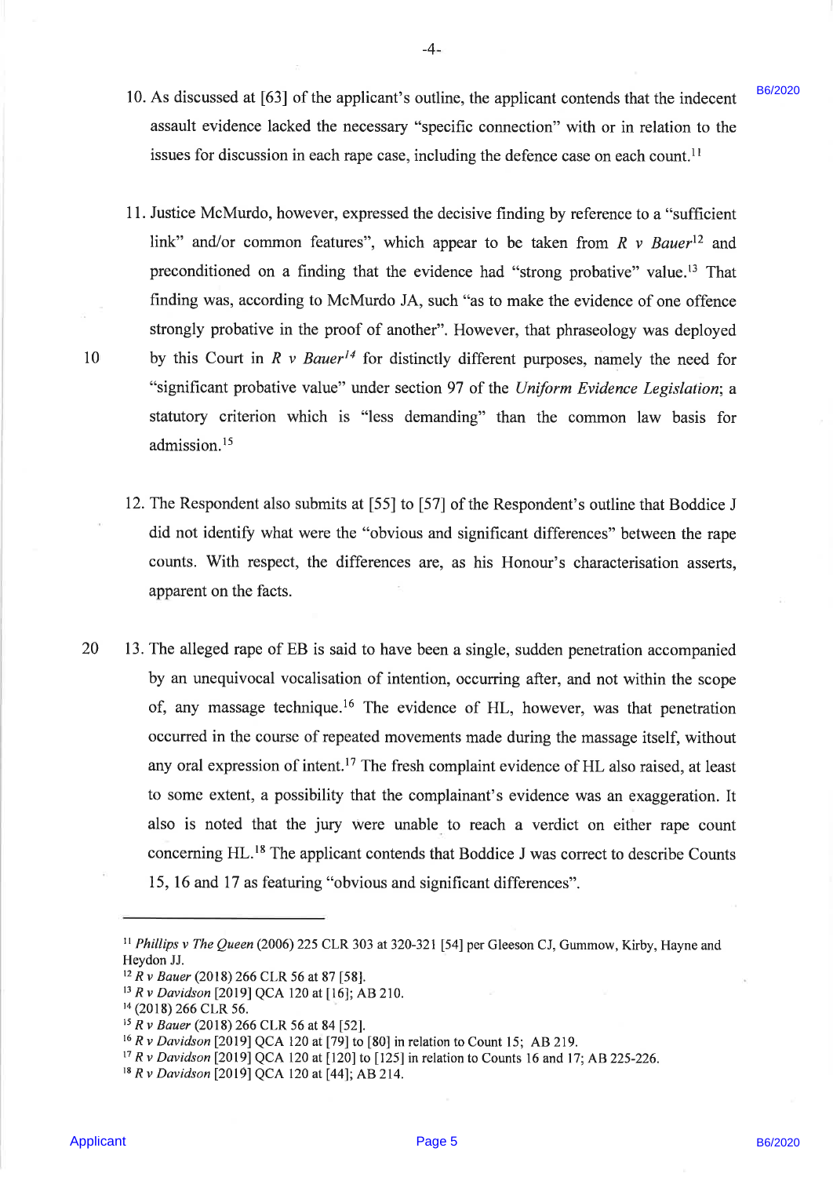10. As discussed at [63] of the applicant's outline, the applicant contends that the indecent assault evidence lacked the necessary "specific connection" with or in relation to the issues for discussion in each rape case, including the defence case on each count.[11]

11. Justice McMurdo, however, expressed the decisive finding by reference to a "sufficient link" and/or common features", which appear to be taken from *R v Bauer*[12] and preconditioned on a finding that the evidence had "strong probative" value.[13] That finding was, according to McMurdo JA, such "as to make the evidence of one offence strongly probative in the proof of another". However, that phraseology was deployed by this Court in *R v Bauer*[14] for distinctly different purposes, namely the need for "significant probative value" under section 97 of the *Uniform Evidence Legislation*; a statutory criterion which is "less demanding" than the common law basis for admission.[15]

12. The Respondent also submits at [55] to [57] of the Respondent's outline that Boddice J did not identify what were the "obvious and significant differences" between the rape counts. With respect, the differences are, as his Honour's characterisation asserts, apparent on the facts.

13. The alleged rape of EB is said to have been a single, sudden penetration accompanied by an unequivocal vocalisation of intention, occurring after, and not within the scope of, any massage technique.[16] The evidence of HL, however, was that penetration occurred in the course of repeated movements made during the massage itself, without any oral expression of intent.[17] The fresh complaint evidence of HL also raised, at least to some extent, a possibility that the complainant's evidence was an exaggeration. It also is noted that the jury were unable to reach a verdict on either rape count concerning HL.[18] The applicant contends that Boddice J was correct to describe Counts 15, 16 and 17 as featuring "obvious and significant differences".

---

[11] *Phillips v The Queen* (2006) 225 CLR 303 at 320-321 [54] per Gleeson CJ, Gummow, Kirby, Hayne and Heydon JJ.

[12] *R v Bauer* (2018) 266 CLR 56 at 87 [58].

[13] *R v Davidson* [2019] QCA 120 at [16]; AB 210.

[14] (2018) 266 CLR 56.

[15] *R v Bauer* (2018) 266 CLR 56 at 84 [52].

[16] *R v Davidson* [2019] QCA 120 at [79] to [80] in relation to Count 15; AB 219.

[17] *R v Davidson* [2019] QCA 120 at [120] to [125] in relation to Counts 16 and 17; AB 225-226.

[18] *R v Davidson* [2019] QCA 120 at [44]; AB 214.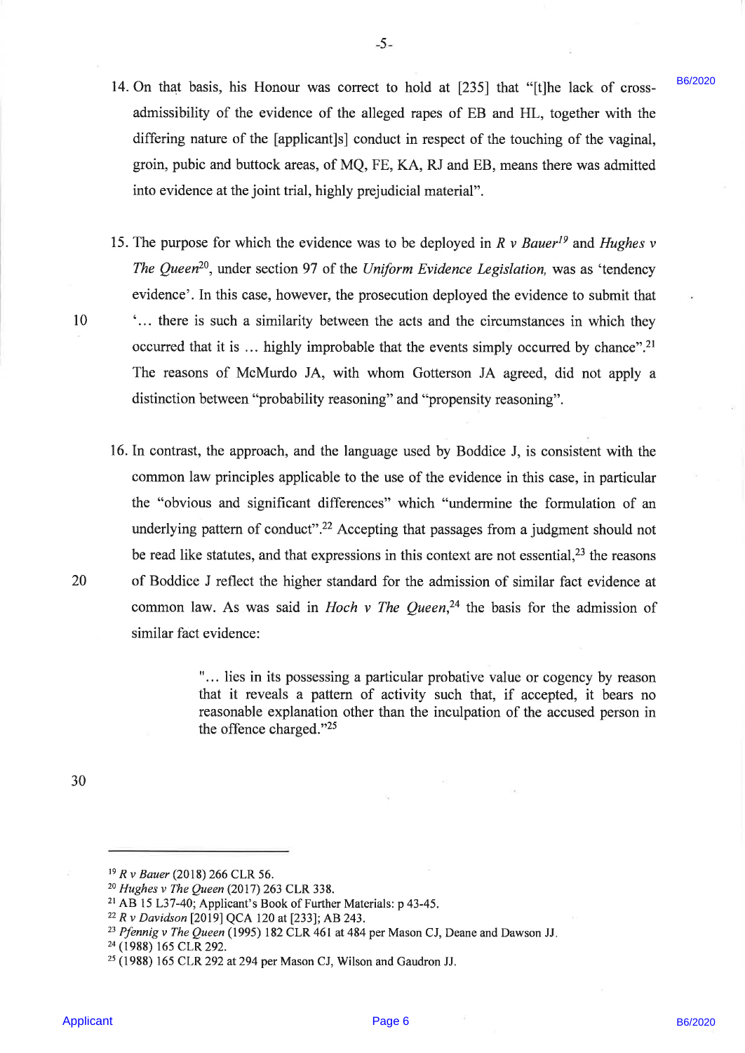14. On that basis, his Honour was correct to hold at [235] that "[t]he lack of cross-admissibility of the evidence of the alleged rapes of EB and HL, together with the differing nature of the [applicant]s] conduct in respect of the touching of the vaginal, groin, pubic and buttock areas, of MQ, FE, KA, RJ and EB, means there was admitted into evidence at the joint trial, highly prejudicial material".

15. The purpose for which the evidence was to be deployed in *R v Bauer*[19] and *Hughes v The Queen*[20], under section 97 of the *Uniform Evidence Legislation,* was as 'tendency evidence'. In this case, however, the prosecution deployed the evidence to submit that '... there is such a similarity between the acts and the circumstances in which they occurred that it is ... highly improbable that the events simply occurred by chance".[21] The reasons of McMurdo JA, with whom Gotterson JA agreed, did not apply a distinction between "probability reasoning" and "propensity reasoning".

16. In contrast, the approach, and the language used by Boddice J, is consistent with the common law principles applicable to the use of the evidence in this case, in particular the "obvious and significant differences" which "undermine the formulation of an underlying pattern of conduct".[22] Accepting that passages from a judgment should not be read like statutes, and that expressions in this context are not essential,[23] the reasons of Boddice J reflect the higher standard for the admission of similar fact evidence at common law. As was said in *Hoch v The Queen*,[24] the basis for the admission of similar fact evidence:

> "... lies in its possessing a particular probative value or cogency by reason that it reveals a pattern of activity such that, if accepted, it bears no reasonable explanation other than the inculpation of the accused person in the offence charged."[25]

---

[19] *R v Bauer* (2018) 266 CLR 56.
[20] *Hughes v The Queen* (2017) 263 CLR 338.
[21] AB 15 L37-40; Applicant's Book of Further Materials: p 43-45.
[22] *R v Davidson* [2019] QCA 120 at [233]; AB 243.
[23] *Pfennig v The Queen* (1995) 182 CLR 461 at 484 per Mason CJ, Deane and Dawson JJ.
[24] (1988) 165 CLR 292.
[25] (1988) 165 CLR 292 at 294 per Mason CJ, Wilson and Gaudron JJ.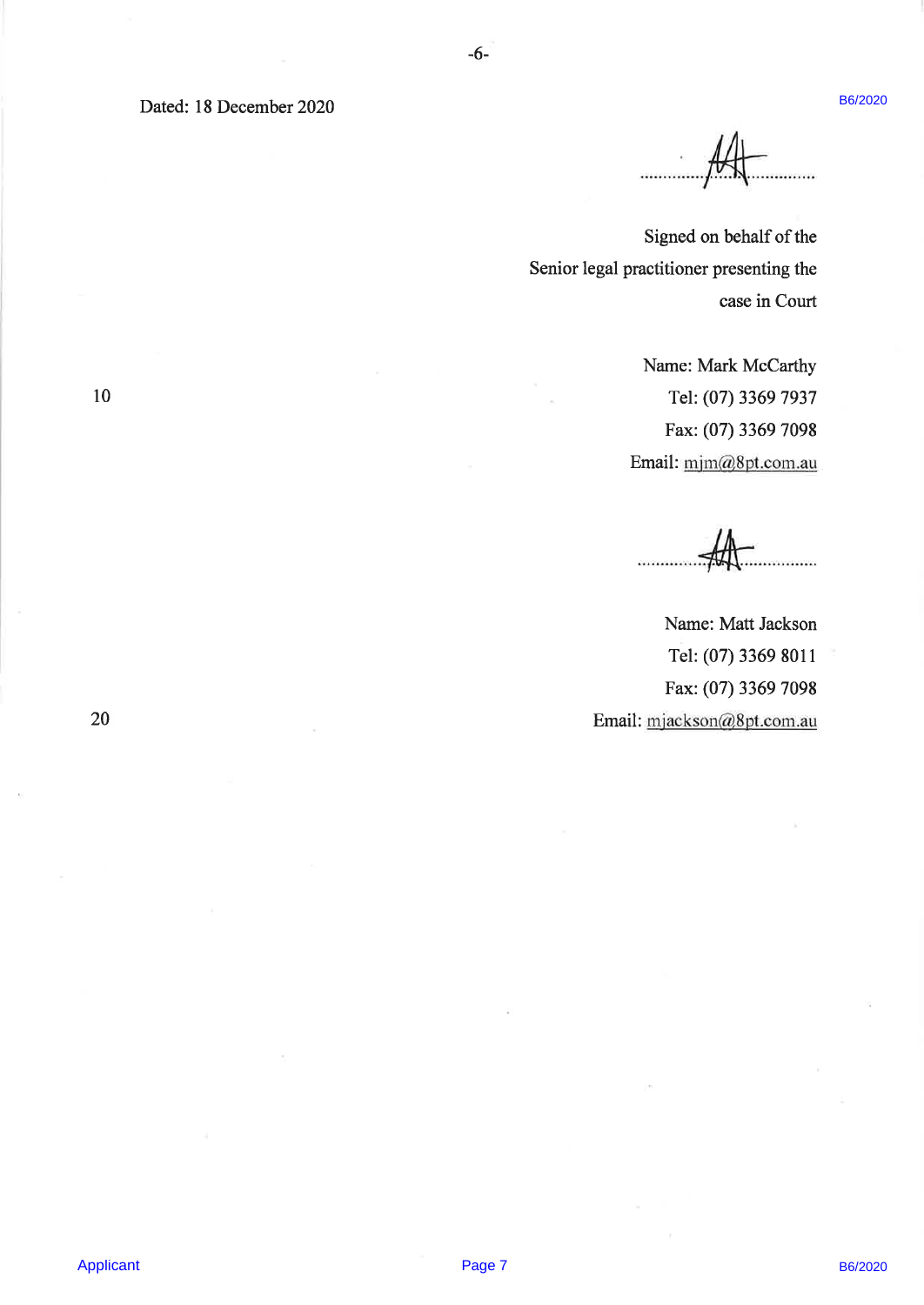Dated: 18 December 2020

Signed on behalf of the
Senior legal practitioner presenting the
case in Court

Name: Mark McCarthy
Tel: (07) 3369 7937
Fax: (07) 3369 7098
Email: mjm@8pt.com.au

Name: Matt Jackson
Tel: (07) 3369 8011
Fax: (07) 3369 7098
Email: mjackson@8pt.com.au